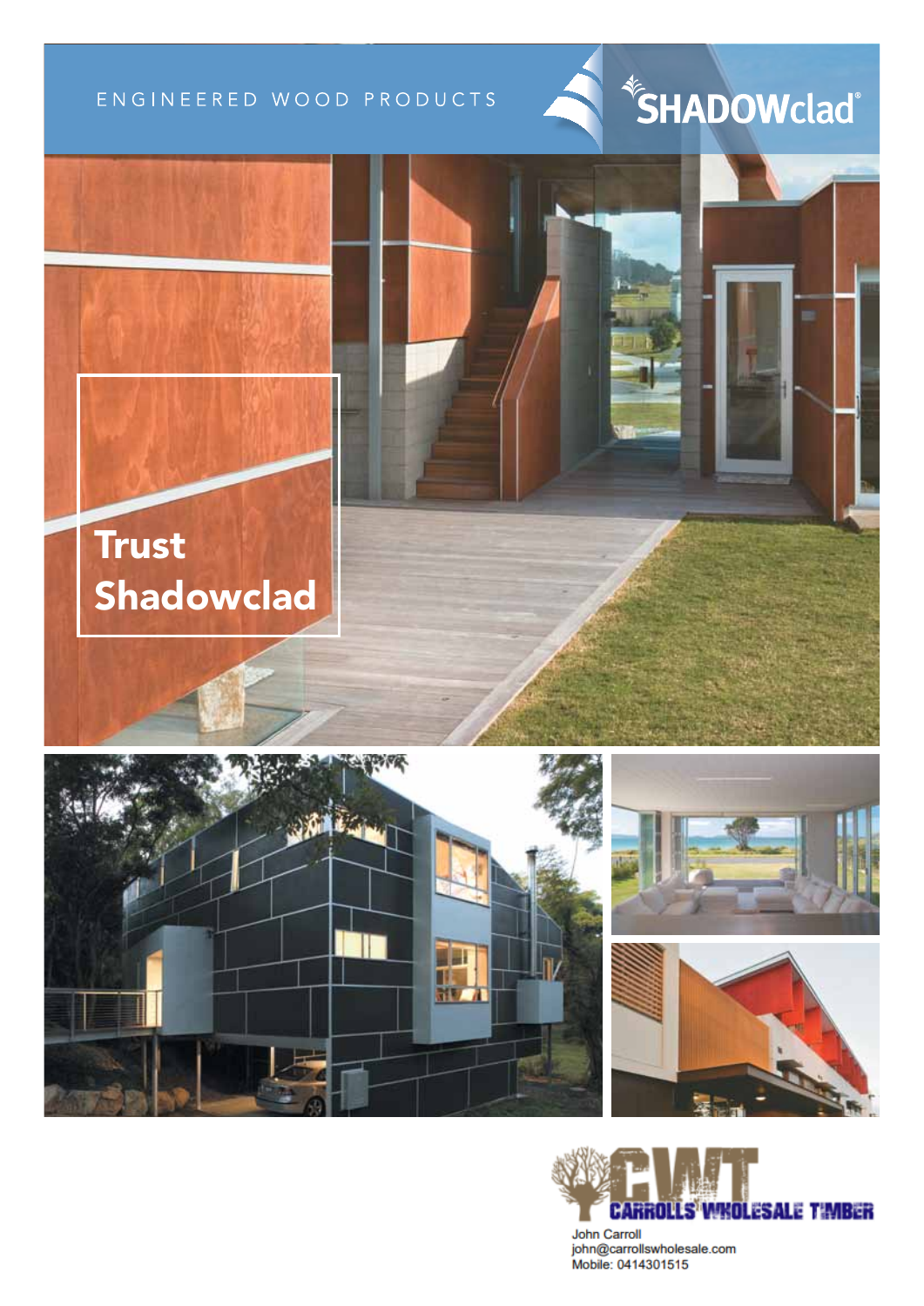ENGINEERED WOOD PRODUCTS

SHADOWclad®

# Trust Shadowclad

CWT CARROLLS WHOLESALE TIMBER

John Carroll
john@carrollswholesale.com
Mobile: 0414301515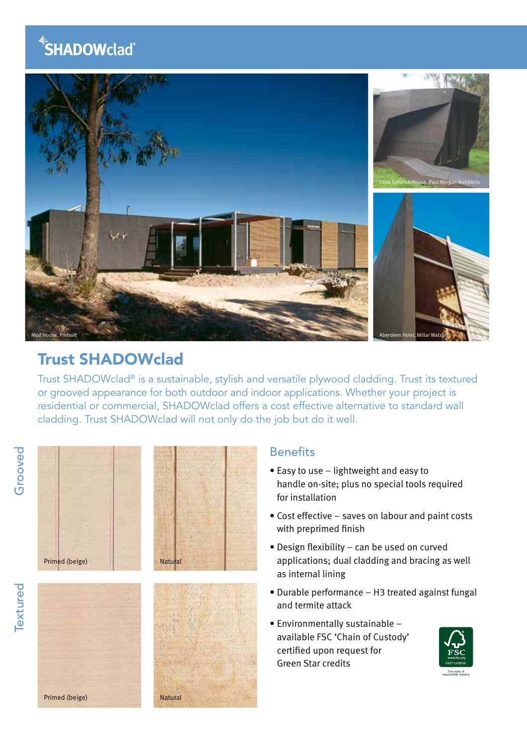SHADOWclad®

Mod House, Prebuilt

Cape Schanck House, Paul Morgan Architects

Aberdeen Hotel, Millar Watson

## Trust SHADOWclad

Trust SHADOWclad® is a sustainable, stylish and versatile plywood cladding. Trust its textured or grooved appearance for both outdoor and indoor applications. Whether your project is residential or commercial, SHADOWclad offers a cost effective alternative to standard wall cladding. Trust SHADOWclad will not only do the job but do it well.

Grooved

Primed (beige)

Natural

Textured

Primed (beige)

Natural

### Benefits

- Easy to use – lightweight and easy to handle on-site; plus no special tools required for installation
- Cost effective – saves on labour and paint costs with preprimed finish
- Design flexibility – can be used on curved applications; dual cladding and bracing as well as internal lining
- Durable performance – H3 treated against fungal and termite attack
- Environmentally sustainable – available FSC 'Chain of Custody' certified upon request for Green Star credits

FSC www.fsc.org FSC® C012019 The mark of responsible forestry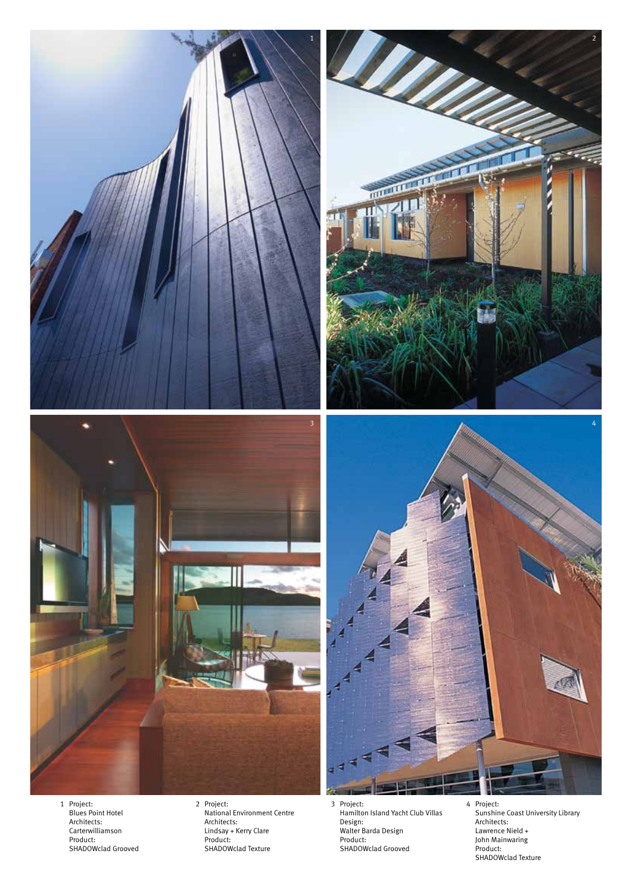1 Project:
Blues Point Hotel
Architects:
Carterwilliamson
Product:
SHADOWclad Grooved

2 Project:
National Environment Centre
Architects:
Lindsay + Kerry Clare
Product:
SHADOWclad Texture

3 Project:
Hamilton Island Yacht Club Villas
Design:
Walter Barda Design
Product:
SHADOWclad Grooved

4 Project:
Sunshine Coast University Library
Architects:
Lawrence Nield +
John Mainwaring
Product:
SHADOWclad Texture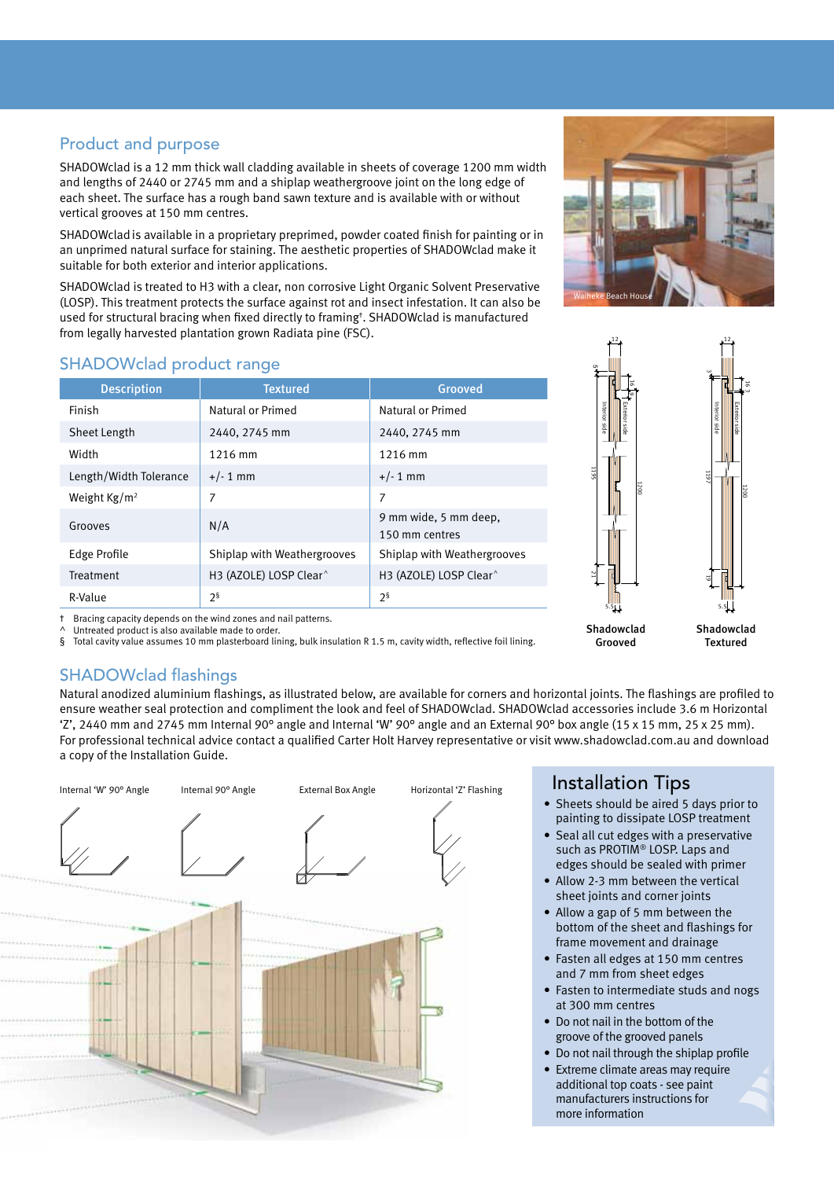## Product and purpose

SHADOWclad is a 12 mm thick wall cladding available in sheets of coverage 1200 mm width and lengths of 2440 or 2745 mm and a shiplap weathergroove joint on the long edge of each sheet. The surface has a rough band sawn texture and is available with or without vertical grooves at 150 mm centres.

SHADOWclad is available in a proprietary preprimed, powder coated finish for painting or in an unprimed natural surface for staining. The aesthetic properties of SHADOWclad make it suitable for both exterior and interior applications.

SHADOWclad is treated to H3 with a clear, non corrosive Light Organic Solvent Preservative (LOSP). This treatment protects the surface against rot and insect infestation. It can also be used for structural bracing when fixed directly to framing†. SHADOWclad is manufactured from legally harvested plantation grown Radiata pine (FSC).

Waiheke Beach House

## SHADOWclad product range

| Description | Textured | Grooved |
|---|---|---|
| Finish | Natural or Primed | Natural or Primed |
| Sheet Length | 2440, 2745 mm | 2440, 2745 mm |
| Width | 1216 mm | 1216 mm |
| Length/Width Tolerance | +/- 1 mm | +/- 1 mm |
| Weight Kg/m² | 7 | 7 |
| Grooves | N/A | 9 mm wide, 5 mm deep, 150 mm centres |
| Edge Profile | Shiplap with Weathergrooves | Shiplap with Weathergrooves |
| Treatment | H3 (AZOLE) LOSP Clear^ | H3 (AZOLE) LOSP Clear^ |
| R-Value | 2§ | 2§ |

† Bracing capacity depends on the wind zones and nail patterns.
^ Untreated product is also available made to order.
§ Total cavity value assumes 10 mm plasterboard lining, bulk insulation R 1.5 m, cavity width, reflective foil lining.

Shadowclad Grooved

Shadowclad Textured

## SHADOWclad flashings

Natural anodized aluminium flashings, as illustrated below, are available for corners and horizontal joints. The flashings are profiled to ensure weather seal protection and compliment the look and feel of SHADOWclad. SHADOWclad accessories include 3.6 m Horizontal 'Z', 2440 mm and 2745 mm Internal 90° angle and Internal 'W' 90° angle and an External 90° box angle (15 x 15 mm, 25 x 25 mm). For professional technical advice contact a qualified Carter Holt Harvey representative or visit www.shadowclad.com.au and download a copy of the Installation Guide.

Internal 'W' 90° Angle

Internal 90° Angle

External Box Angle

Horizontal 'Z' Flashing

## Installation Tips

- Sheets should be aired 5 days prior to painting to dissipate LOSP treatment
- Seal all cut edges with a preservative such as PROTIM® LOSP. Laps and edges should be sealed with primer
- Allow 2-3 mm between the vertical sheet joints and corner joints
- Allow a gap of 5 mm between the bottom of the sheet and flashings for frame movement and drainage
- Fasten all edges at 150 mm centres and 7 mm from sheet edges
- Fasten to intermediate studs and nogs at 300 mm centres
- Do not nail in the bottom of the groove of the grooved panels
- Do not nail through the shiplap profile
- Extreme climate areas may require additional top coats - see paint manufacturers instructions for more information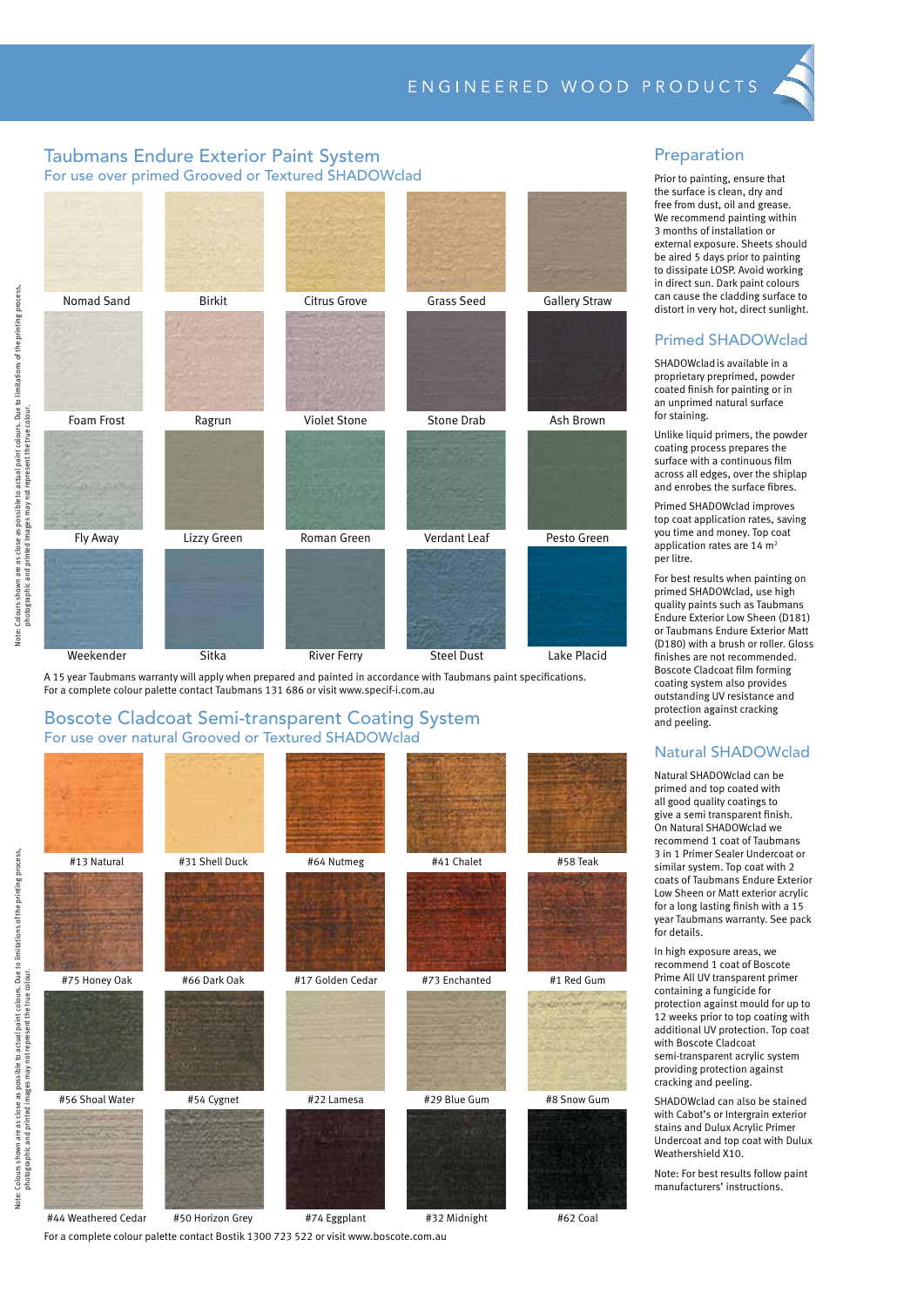# Taubmans Endure Exterior Paint System

## For use over primed Grooved or Textured SHADOWclad

| | | | | |
|---|---|---|---|---|
| Nomad Sand | Birkit | Citrus Grove | Grass Seed | Gallery Straw |
| Foam Frost | Ragrun | Violet Stone | Stone Drab | Ash Brown |
| Fly Away | Lizzy Green | Roman Green | Verdant Leaf | Pesto Green |
| Weekender | Sitka | River Ferry | Steel Dust | Lake Placid |

A 15 year Taubmans warranty will apply when prepared and painted in accordance with Taubmans paint specifications. For a complete colour palette contact Taubmans 131 686 or visit www.specif-i.com.au

# Boscote Cladcoat Semi-transparent Coating System

## For use over natural Grooved or Textured SHADOWclad

| | | | | |
|---|---|---|---|---|
| #13 Natural | #31 Shell Duck | #64 Nutmeg | #41 Chalet | #58 Teak |
| #75 Honey Oak | #66 Dark Oak | #17 Golden Cedar | #73 Enchanted | #1 Red Gum |
| #56 Shoal Water | #54 Cygnet | #22 Lamesa | #29 Blue Gum | #8 Snow Gum |
| #44 Weathered Cedar | #50 Horizon Grey | #74 Eggplant | #32 Midnight | #62 Coal |

For a complete colour palette contact Bostik 1300 723 522 or visit www.boscote.com.au

Note: Colours shown are as close as possible to actual paint colours. Due to limitations of the printing process, photographic and printed images may not represent the true colour.

## Preparation

Prior to painting, ensure that the surface is clean, dry and free from dust, oil and grease. We recommend painting within 3 months of installation or external exposure. Sheets should be aired 5 days prior to painting to dissipate LOSP. Avoid working in direct sun. Dark paint colours can cause the cladding surface to distort in very hot, direct sunlight.

## Primed SHADOWclad

SHADOWclad is available in a proprietary preprimed, powder coated finish for painting or in an unprimed natural surface for staining.

Unlike liquid primers, the powder coating process prepares the surface with a continuous film across all edges, over the shiplap and enrobes the surface fibres.

Primed SHADOWclad improves top coat application rates, saving you time and money. Top coat application rates are 14 m$^2$ per litre.

For best results when painting on primed SHADOWclad, use high quality paints such as Taubmans Endure Exterior Low Sheen (D181) or Taubmans Endure Exterior Matt (D180) with a brush or roller. Gloss finishes are not recommended. Boscote Cladcoat film forming coating system also provides outstanding UV resistance and protection against cracking and peeling.

## Natural SHADOWclad

Natural SHADOWclad can be primed and top coated with all good quality coatings to give a semi transparent finish. On Natural SHADOWclad we recommend 1 coat of Taubmans 3 in 1 Primer Sealer Undercoat or similar system. Top coat with 2 coats of Taubmans Endure Exterior Low Sheen or Matt exterior acrylic for a long lasting finish with a 15 year Taubmans warranty. See pack for details.

In high exposure areas, we recommend 1 coat of Boscote Prime All UV transparent primer containing a fungicide for protection against mould for up to 12 weeks prior to top coating with additional UV protection. Top coat with Boscote Cladcoat semi-transparent acrylic system providing protection against cracking and peeling.

SHADOWclad can also be stained with Cabot's or Intergrain exterior stains and Dulux Acrylic Primer Undercoat and top coat with Dulux Weathershield X10.

Note: For best results follow paint manufacturers' instructions.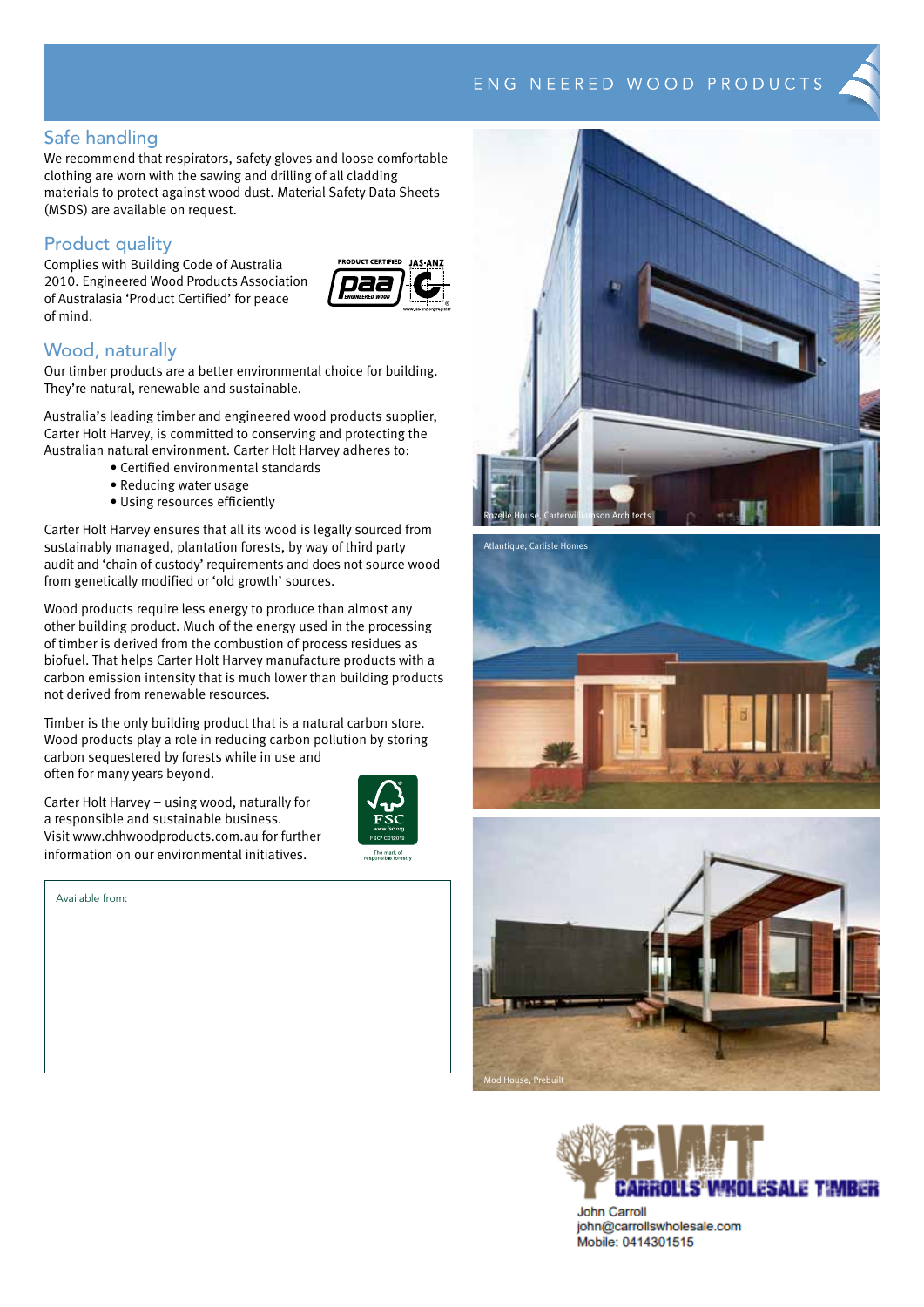## Safe handling

We recommend that respirators, safety gloves and loose comfortable clothing are worn with the sawing and drilling of all cladding materials to protect against wood dust. Material Safety Data Sheets (MSDS) are available on request.

## Product quality

Complies with Building Code of Australia 2010. Engineered Wood Products Association of Australasia 'Product Certified' for peace of mind.

PRODUCT CERTIFIED JAS-ANZ

## Wood, naturally

Our timber products are a better environmental choice for building. They're natural, renewable and sustainable.

Australia's leading timber and engineered wood products supplier, Carter Holt Harvey, is committed to conserving and protecting the Australian natural environment. Carter Holt Harvey adheres to:

- Certified environmental standards
- Reducing water usage
- Using resources efficiently

Carter Holt Harvey ensures that all its wood is legally sourced from sustainably managed, plantation forests, by way of third party audit and 'chain of custody' requirements and does not source wood from genetically modified or 'old growth' sources.

Wood products require less energy to produce than almost any other building product. Much of the energy used in the processing of timber is derived from the combustion of process residues as biofuel. That helps Carter Holt Harvey manufacture products with a carbon emission intensity that is much lower than building products not derived from renewable resources.

Timber is the only building product that is a natural carbon store. Wood products play a role in reducing carbon pollution by storing carbon sequestered by forests while in use and often for many years beyond.

Carter Holt Harvey – using wood, naturally for a responsible and sustainable business. Visit www.chhwoodproducts.com.au for further information on our environmental initiatives.

FSC
www.fsc.org
FSC® C012010
The mark of responsible forestry

Available from:

Rozelle House, Carterwilliamson Architects

Atlantique, Carlisle Homes

Mod House, Prebuilt

CARROLLS WHOLESALE TIMBER

John Carroll
john@carrollswholesale.com
Mobile: 0414301515